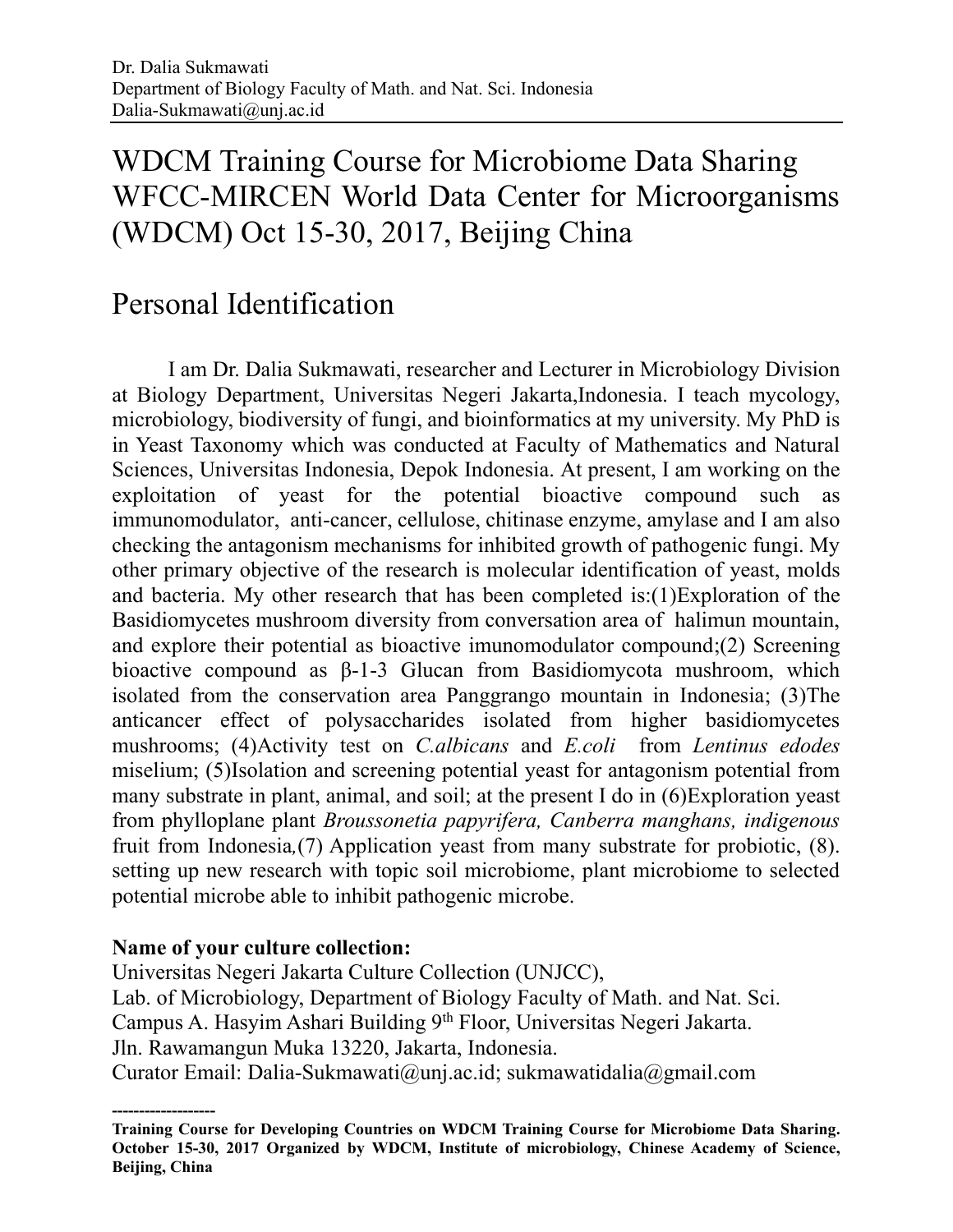Dr. Dalia Sukmawati
Department of Biology Faculty of Math. and Nat. Sci. Indonesia
Dalia-Sukmawati@unj.ac.id

# WDCM Training Course for Microbiome Data Sharing WFCC-MIRCEN World Data Center for Microorganisms (WDCM) Oct 15-30, 2017, Beijing China

## Personal Identification

I am Dr. Dalia Sukmawati, researcher and Lecturer in Microbiology Division at Biology Department, Universitas Negeri Jakarta,Indonesia. I teach mycology, microbiology, biodiversity of fungi, and bioinformatics at my university. My PhD is in Yeast Taxonomy which was conducted at Faculty of Mathematics and Natural Sciences, Universitas Indonesia, Depok Indonesia. At present, I am working on the exploitation of yeast for the potential bioactive compound such as immunomodulator, anti-cancer, cellulose, chitinase enzyme, amylase and I am also checking the antagonism mechanisms for inhibited growth of pathogenic fungi. My other primary objective of the research is molecular identification of yeast, molds and bacteria. My other research that has been completed is:(1)Exploration of the Basidiomycetes mushroom diversity from conversation area of halimun mountain, and explore their potential as bioactive imunomodulator compound;(2) Screening bioactive compound as β-1-3 Glucan from Basidiomycota mushroom, which isolated from the conservation area Panggrango mountain in Indonesia; (3)The anticancer effect of polysaccharides isolated from higher basidiomycetes mushrooms; (4)Activity test on *C.albicans* and *E.coli* from *Lentinus edodes* miselium; (5)Isolation and screening potential yeast for antagonism potential from many substrate in plant, animal, and soil; at the present I do in (6)Exploration yeast from phylloplane plant *Broussonetia papyrifera, Canberra manghans, indigenous* fruit from Indonesia*,*(7) Application yeast from many substrate for probiotic, (8). setting up new research with topic soil microbiome, plant microbiome to selected potential microbe able to inhibit pathogenic microbe.

**Name of your culture collection:**
Universitas Negeri Jakarta Culture Collection (UNJCC),
Lab. of Microbiology, Department of Biology Faculty of Math. and Nat. Sci.
Campus A. Hasyim Ashari Building 9th Floor, Universitas Negeri Jakarta.
Jln. Rawamangun Muka 13220, Jakarta, Indonesia.
Curator Email: Dalia-Sukmawati@unj.ac.id; sukmawatidalia@gmail.com

------------------

**Training Course for Developing Countries on WDCM Training Course for Microbiome Data Sharing. October 15-30, 2017 Organized by WDCM, Institute of microbiology, Chinese Academy of Science, Beijing, China**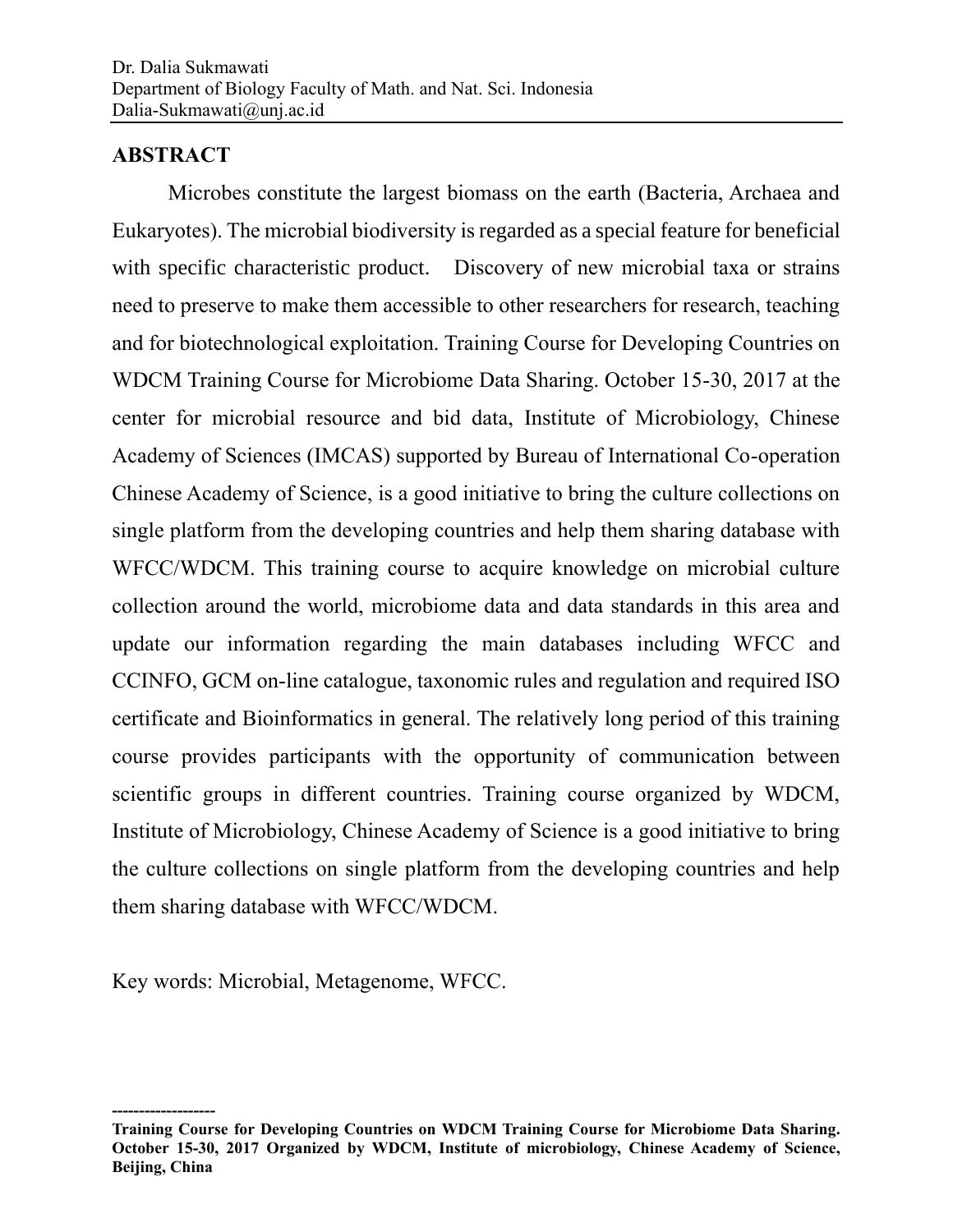Dr. Dalia Sukmawati
Department of Biology Faculty of Math. and Nat. Sci. Indonesia
Dalia-Sukmawati@unj.ac.id

## ABSTRACT

Microbes constitute the largest biomass on the earth (Bacteria, Archaea and Eukaryotes). The microbial biodiversity is regarded as a special feature for beneficial with specific characteristic product. Discovery of new microbial taxa or strains need to preserve to make them accessible to other researchers for research, teaching and for biotechnological exploitation. Training Course for Developing Countries on WDCM Training Course for Microbiome Data Sharing. October 15-30, 2017 at the center for microbial resource and bid data, Institute of Microbiology, Chinese Academy of Sciences (IMCAS) supported by Bureau of International Co-operation Chinese Academy of Science, is a good initiative to bring the culture collections on single platform from the developing countries and help them sharing database with WFCC/WDCM. This training course to acquire knowledge on microbial culture collection around the world, microbiome data and data standards in this area and update our information regarding the main databases including WFCC and CCINFO, GCM on-line catalogue, taxonomic rules and regulation and required ISO certificate and Bioinformatics in general. The relatively long period of this training course provides participants with the opportunity of communication between scientific groups in different countries. Training course organized by WDCM, Institute of Microbiology, Chinese Academy of Science is a good initiative to bring the culture collections on single platform from the developing countries and help them sharing database with WFCC/WDCM.

Key words: Microbial, Metagenome, WFCC.

-------------------

**Training Course for Developing Countries on WDCM Training Course for Microbiome Data Sharing. October 15-30, 2017 Organized by WDCM, Institute of microbiology, Chinese Academy of Science, Beijing, China**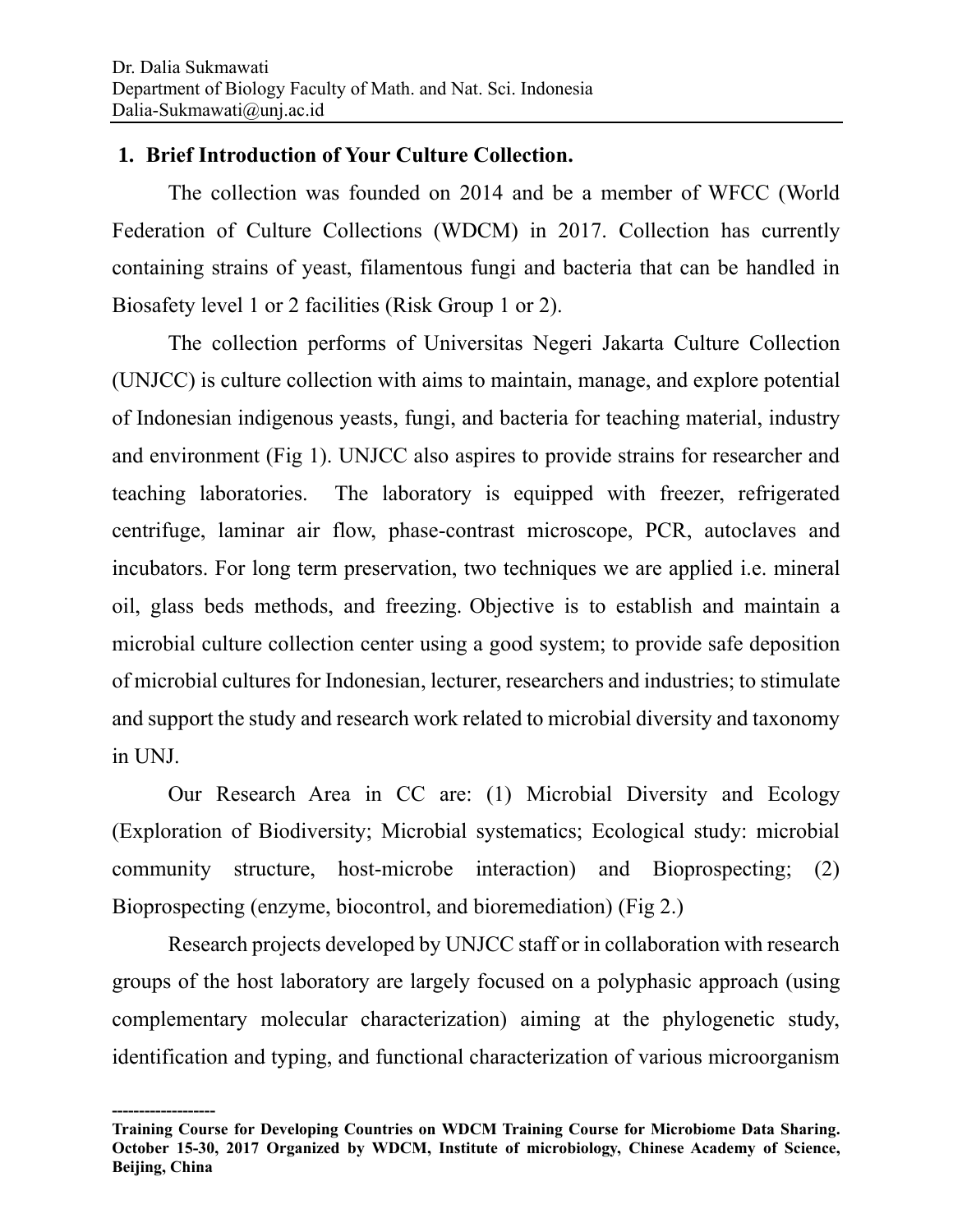Dr. Dalia Sukmawati
Department of Biology Faculty of Math. and Nat. Sci. Indonesia
Dalia-Sukmawati@unj.ac.id

## 1. Brief Introduction of Your Culture Collection.

The collection was founded on 2014 and be a member of WFCC (World Federation of Culture Collections (WDCM) in 2017. Collection has currently containing strains of yeast, filamentous fungi and bacteria that can be handled in Biosafety level 1 or 2 facilities (Risk Group 1 or 2).

The collection performs of Universitas Negeri Jakarta Culture Collection (UNJCC) is culture collection with aims to maintain, manage, and explore potential of Indonesian indigenous yeasts, fungi, and bacteria for teaching material, industry and environment (Fig 1). UNJCC also aspires to provide strains for researcher and teaching laboratories. The laboratory is equipped with freezer, refrigerated centrifuge, laminar air flow, phase-contrast microscope, PCR, autoclaves and incubators. For long term preservation, two techniques we are applied i.e. mineral oil, glass beds methods, and freezing. Objective is to establish and maintain a microbial culture collection center using a good system; to provide safe deposition of microbial cultures for Indonesian, lecturer, researchers and industries; to stimulate and support the study and research work related to microbial diversity and taxonomy in UNJ.

Our Research Area in CC are: (1) Microbial Diversity and Ecology (Exploration of Biodiversity; Microbial systematics; Ecological study: microbial community structure, host-microbe interaction) and Bioprospecting; (2) Bioprospecting (enzyme, biocontrol, and bioremediation) (Fig 2.)

Research projects developed by UNJCC staff or in collaboration with research groups of the host laboratory are largely focused on a polyphasic approach (using complementary molecular characterization) aiming at the phylogenetic study, identification and typing, and functional characterization of various microorganism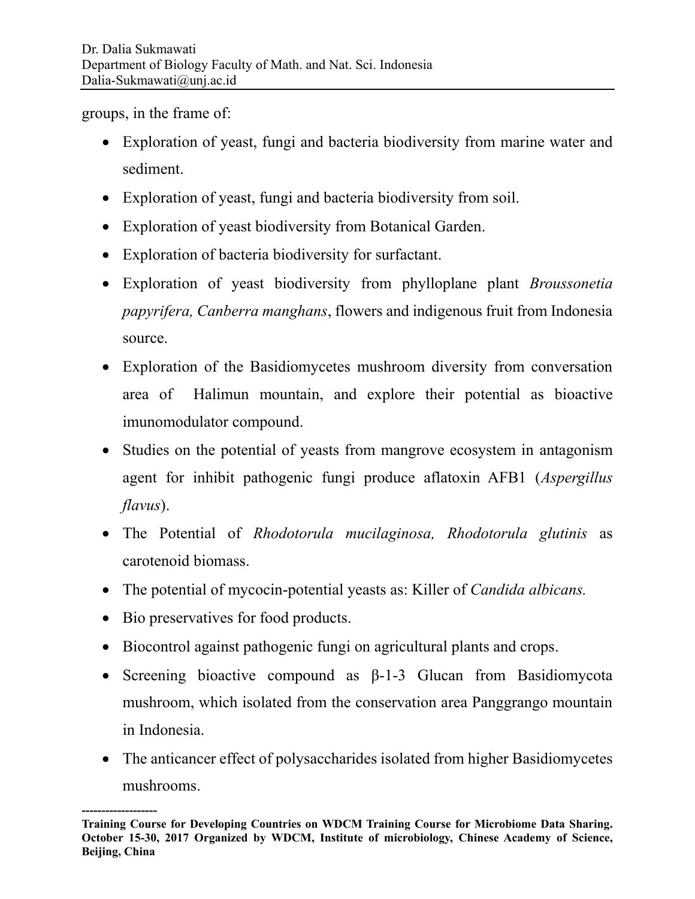groups, in the frame of:

- Exploration of yeast, fungi and bacteria biodiversity from marine water and sediment.
- Exploration of yeast, fungi and bacteria biodiversity from soil.
- Exploration of yeast biodiversity from Botanical Garden.
- Exploration of bacteria biodiversity for surfactant.
- Exploration of yeast biodiversity from phylloplane plant *Broussonetia papyrifera, Canberra manghans*, flowers and indigenous fruit from Indonesia source.
- Exploration of the Basidiomycetes mushroom diversity from conversation area of Halimun mountain, and explore their potential as bioactive imunomodulator compound.
- Studies on the potential of yeasts from mangrove ecosystem in antagonism agent for inhibit pathogenic fungi produce aflatoxin AFB1 (*Aspergillus flavus*).
- The Potential of *Rhodotorula mucilaginosa, Rhodotorula glutinis* as carotenoid biomass.
- The potential of mycocin-potential yeasts as: Killer of *Candida albicans.*
- Bio preservatives for food products.
- Biocontrol against pathogenic fungi on agricultural plants and crops.
- Screening bioactive compound as β-1-3 Glucan from Basidiomycota mushroom, which isolated from the conservation area Panggrango mountain in Indonesia.
- The anticancer effect of polysaccharides isolated from higher Basidiomycetes mushrooms.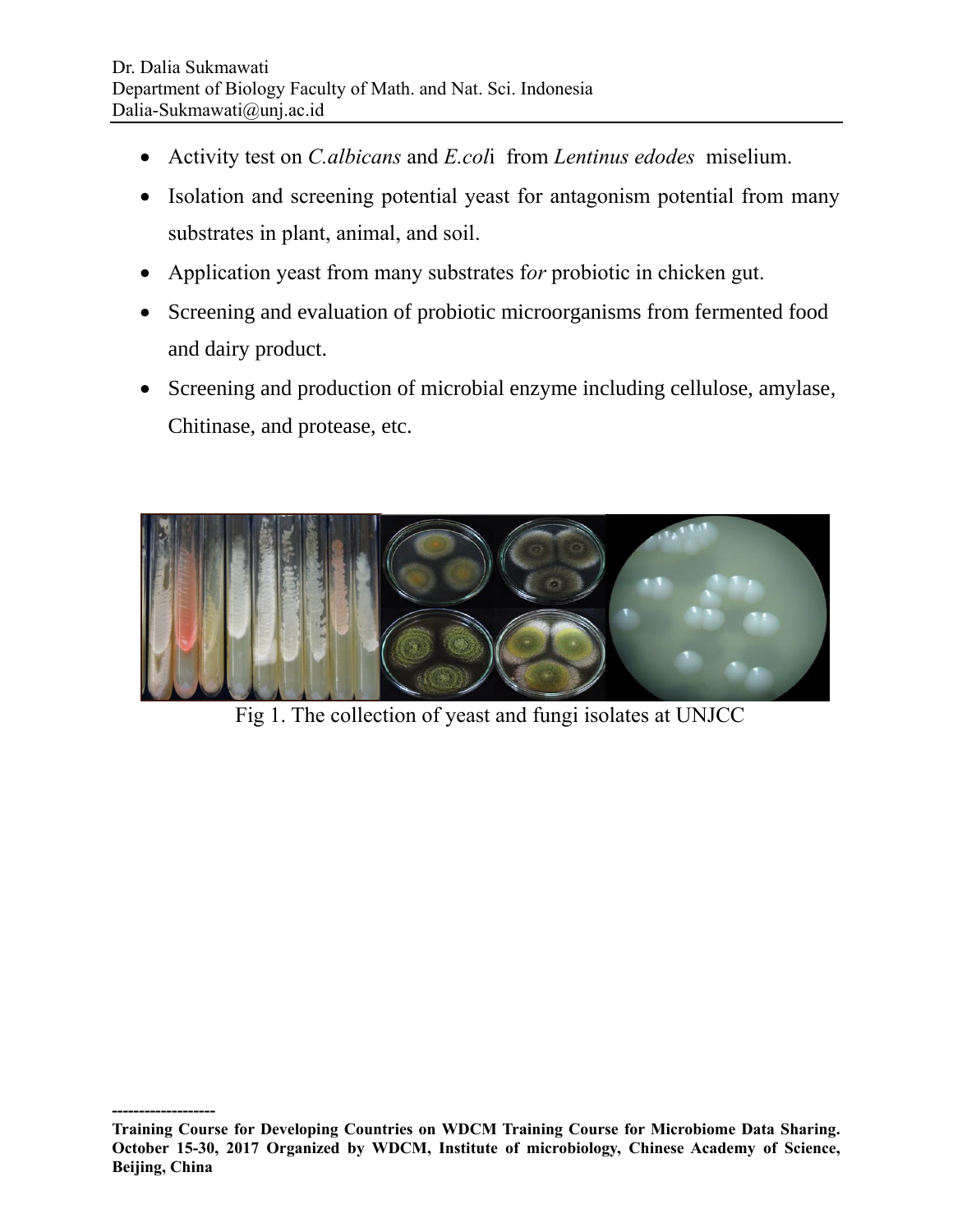- Activity test on *C.albicans* and *E.coli* from *Lentinus edodes* miselium.
- Isolation and screening potential yeast for antagonism potential from many substrates in plant, animal, and soil.
- Application yeast from many substrates f*or* probiotic in chicken gut.
- Screening and evaluation of probiotic microorganisms from fermented food and dairy product.
- Screening and production of microbial enzyme including cellulose, amylase, Chitinase, and protease, etc.

Fig 1. The collection of yeast and fungi isolates at UNJCC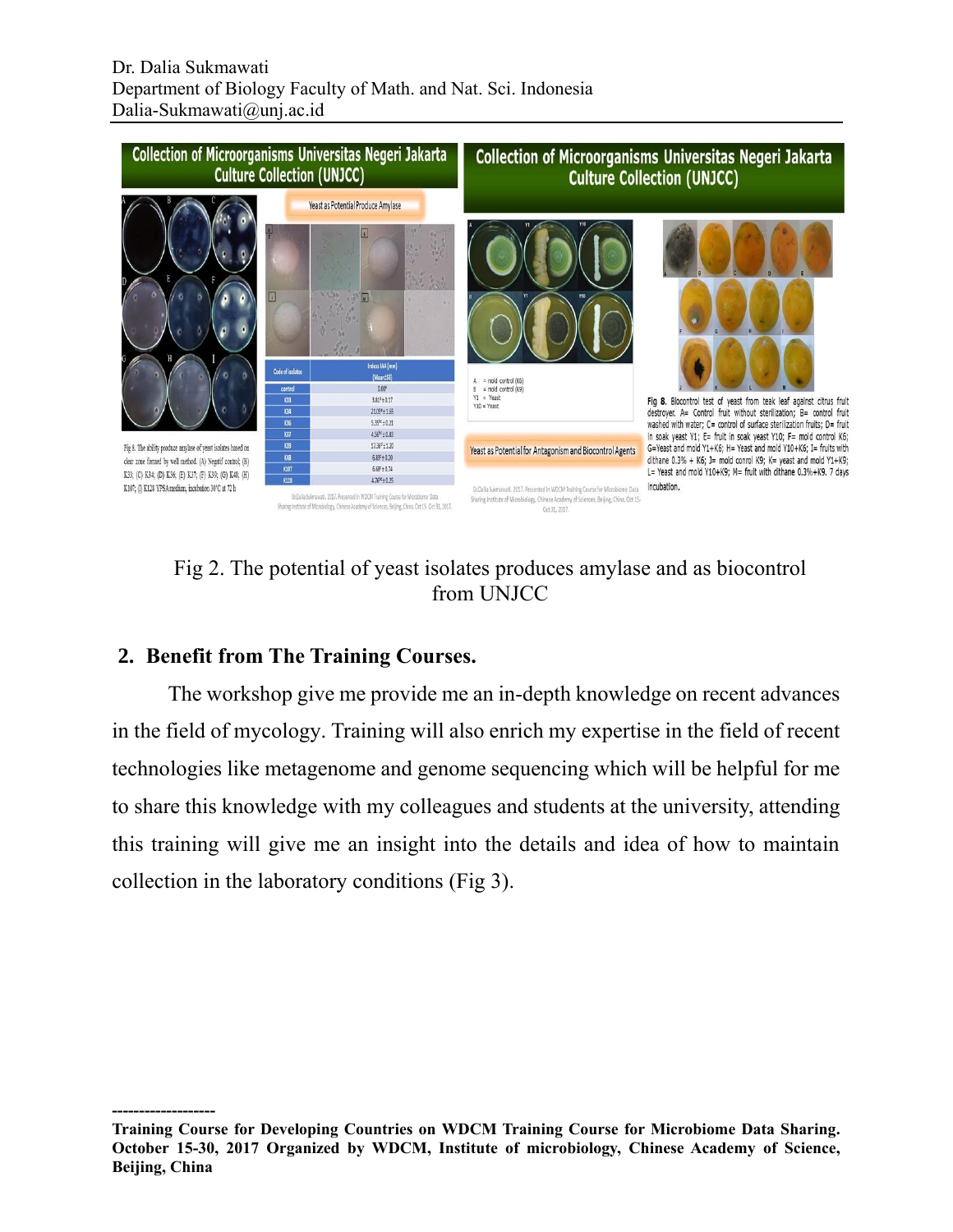Dr. Dalia Sukmawati
Department of Biology Faculty of Math. and Nat. Sci. Indonesia
Dalia-Sukmawati@unj.ac.id

Fig 2. The potential of yeast isolates produces amylase and as biocontrol from UNJCC

## 2. Benefit from The Training Courses.

The workshop give me provide me an in-depth knowledge on recent advances in the field of mycology. Training will also enrich my expertise in the field of recent technologies like metagenome and genome sequencing which will be helpful for me to share this knowledge with my colleagues and students at the university, attending this training will give me an insight into the details and idea of how to maintain collection in the laboratory conditions (Fig 3).

------------------

**Training Course for Developing Countries on WDCM Training Course for Microbiome Data Sharing. October 15-30, 2017 Organized by WDCM, Institute of microbiology, Chinese Academy of Science, Beijing, China**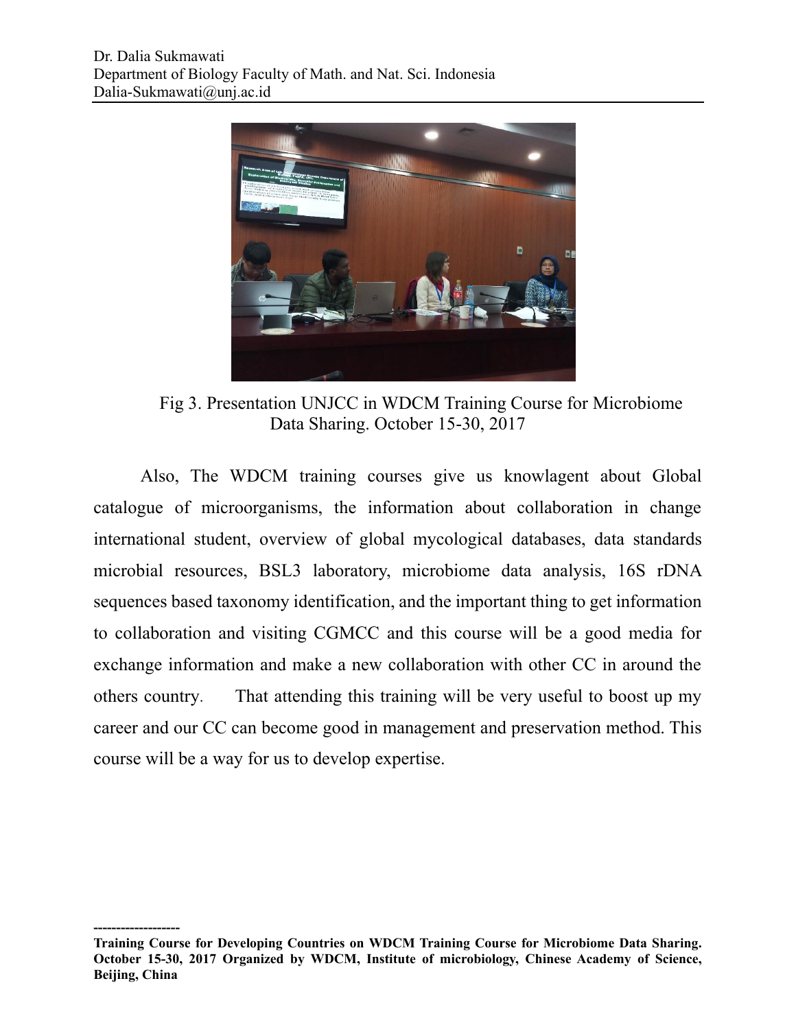Fig 3. Presentation UNJCC in WDCM Training Course for Microbiome Data Sharing. October 15-30, 2017

Also, The WDCM training courses give us knowlagent about Global catalogue of microorganisms, the information about collaboration in change international student, overview of global mycological databases, data standards microbial resources, BSL3 laboratory, microbiome data analysis, 16S rDNA sequences based taxonomy identification, and the important thing to get information to collaboration and visiting CGMCC and this course will be a good media for exchange information and make a new collaboration with other CC in around the others country. That attending this training will be very useful to boost up my career and our CC can become good in management and preservation method. This course will be a way for us to develop expertise.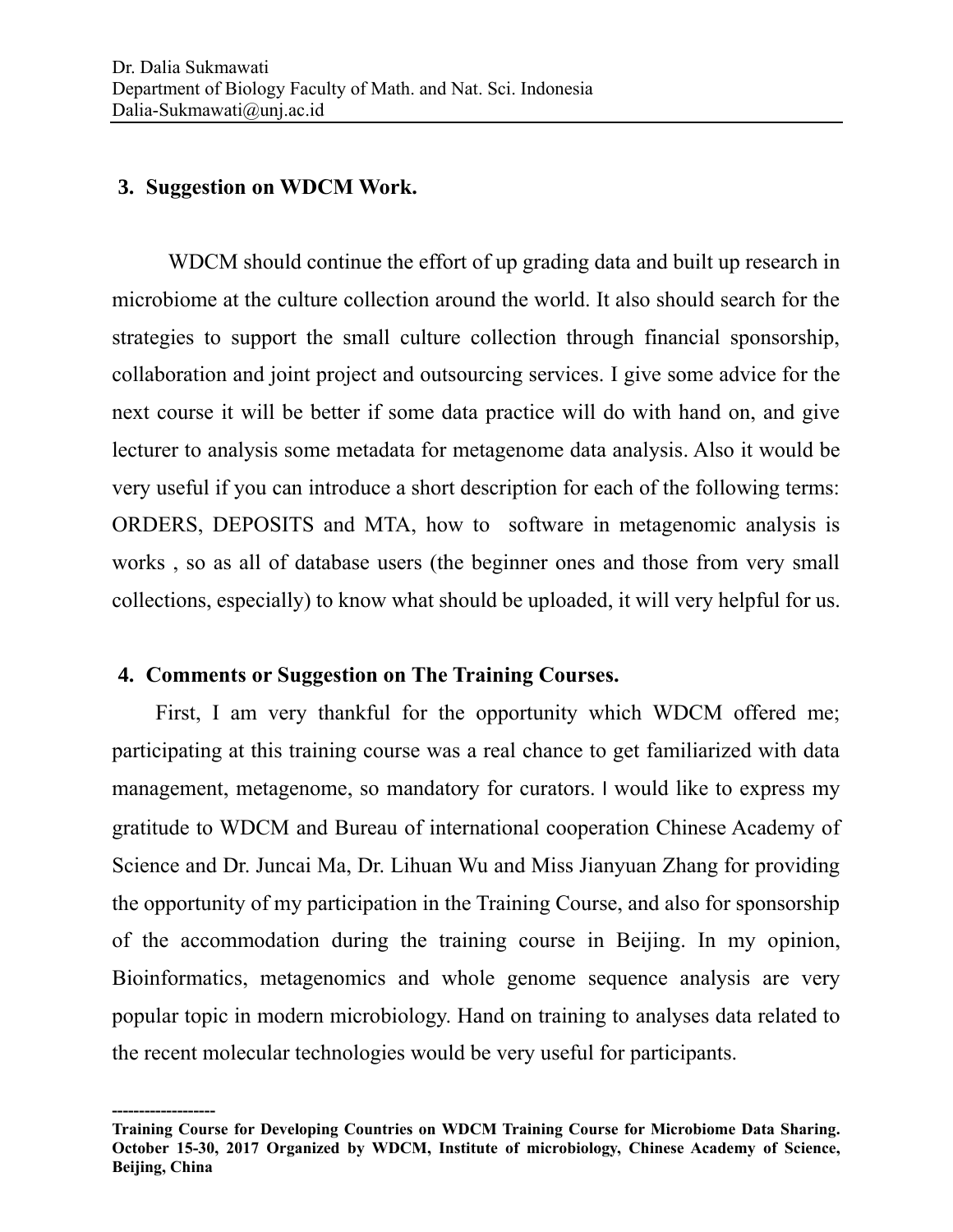### 3. Suggestion on WDCM Work.

WDCM should continue the effort of up grading data and built up research in microbiome at the culture collection around the world. It also should search for the strategies to support the small culture collection through financial sponsorship, collaboration and joint project and outsourcing services. I give some advice for the next course it will be better if some data practice will do with hand on, and give lecturer to analysis some metadata for metagenome data analysis. Also it would be very useful if you can introduce a short description for each of the following terms: ORDERS, DEPOSITS and MTA, how to software in metagenomic analysis is works , so as all of database users (the beginner ones and those from very small collections, especially) to know what should be uploaded, it will very helpful for us.

### 4. Comments or Suggestion on The Training Courses.

First, I am very thankful for the opportunity which WDCM offered me; participating at this training course was a real chance to get familiarized with data management, metagenome, so mandatory for curators. I would like to express my gratitude to WDCM and Bureau of international cooperation Chinese Academy of Science and Dr. Juncai Ma, Dr. Lihuan Wu and Miss Jianyuan Zhang for providing the opportunity of my participation in the Training Course, and also for sponsorship of the accommodation during the training course in Beijing. In my opinion, Bioinformatics, metagenomics and whole genome sequence analysis are very popular topic in modern microbiology. Hand on training to analyses data related to the recent molecular technologies would be very useful for participants.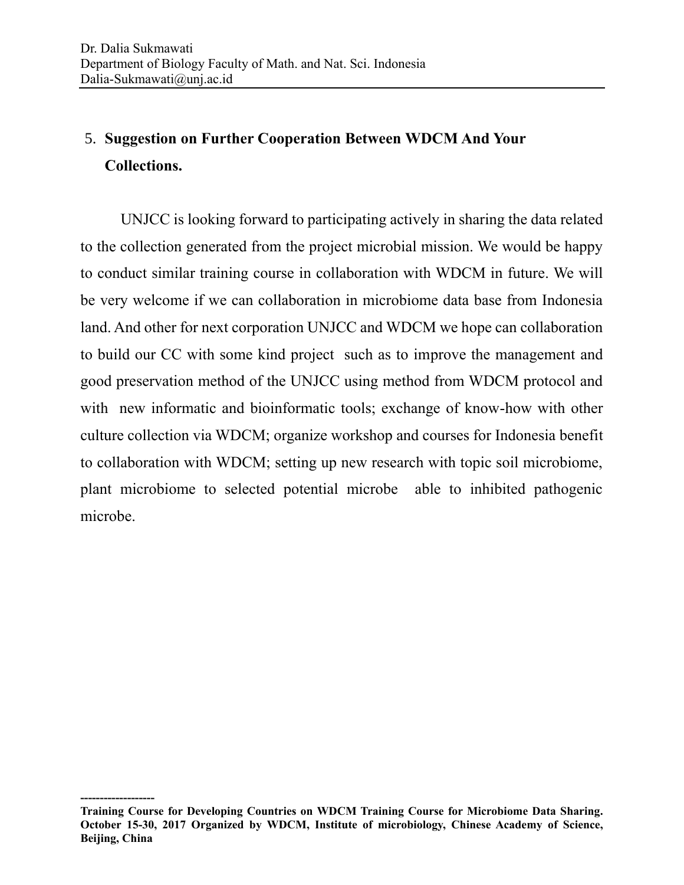## 5. Suggestion on Further Cooperation Between WDCM And Your Collections.

UNJCC is looking forward to participating actively in sharing the data related to the collection generated from the project microbial mission. We would be happy to conduct similar training course in collaboration with WDCM in future. We will be very welcome if we can collaboration in microbiome data base from Indonesia land. And other for next corporation UNJCC and WDCM we hope can collaboration to build our CC with some kind project such as to improve the management and good preservation method of the UNJCC using method from WDCM protocol and with new informatic and bioinformatic tools; exchange of know-how with other culture collection via WDCM; organize workshop and courses for Indonesia benefit to collaboration with WDCM; setting up new research with topic soil microbiome, plant microbiome to selected potential microbe able to inhibited pathogenic microbe.